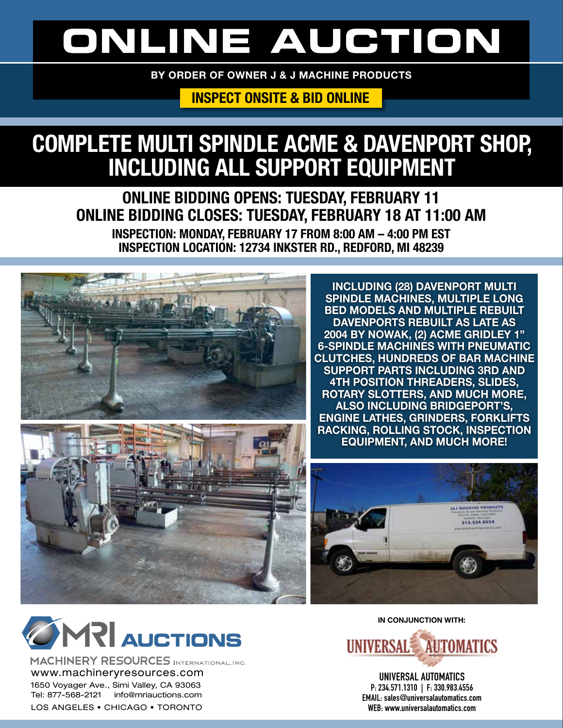# ONLINE AUCTION

**BY ORDER OF OWNER J & J MACHINE PRODUCTS**

**INSPECT ONSITE & BID ONLINE**

## COMPLETE MULTI SPINDLE ACME & DAVENPORT SHOP, INCLUDING ALL SUPPORT EQUIPMENT

**ONLINE BIDDING OPENS: TUESDAY, FEBRUARY 11**
**ONLINE BIDDING CLOSES: TUESDAY, FEBRUARY 18 AT 11:00 AM**

**INSPECTION: MONDAY, FEBRUARY 17 FROM 8:00 AM – 4:00 PM EST**
**INSPECTION LOCATION: 12734 INKSTER RD., REDFORD, MI 48239**

**INCLUDING (28) DAVENPORT MULTI SPINDLE MACHINES, MULTIPLE LONG BED MODELS AND MULTIPLE REBUILT DAVENPORTS REBUILT AS LATE AS 2004 BY NOWAK, (2) ACME GRIDLEY 1" 6-SPINDLE MACHINES WITH PNEUMATIC CLUTCHES, HUNDREDS OF BAR MACHINE SUPPORT PARTS INCLUDING 3RD AND 4TH POSITION THREADERS, SLIDES, ROTARY SLOTTERS, AND MUCH MORE, ALSO INCLUDING BRIDGEPORT'S, ENGINE LATHES, GRINDERS, FORKLIFTS RACKING, ROLLING STOCK, INSPECTION EQUIPMENT, AND MUCH MORE!**

MRI AUCTIONS
MACHINERY RESOURCES INTERNATIONAL, INC.
www.machineryresources.com
1650 Voyager Ave., Simi Valley, CA 93063
Tel: 877-568-2121 info@mriauctions.com
LOS ANGELES • CHICAGO • TORONTO

IN CONJUNCTION WITH:

UNIVERSAL AUTOMATICS

**UNIVERSAL AUTOMATICS**
**P: 234.571.1310 | F: 330.983.4556**
**EMAIL: sales@universalautomatics.com**
**WEB: www.universalautomatics.com**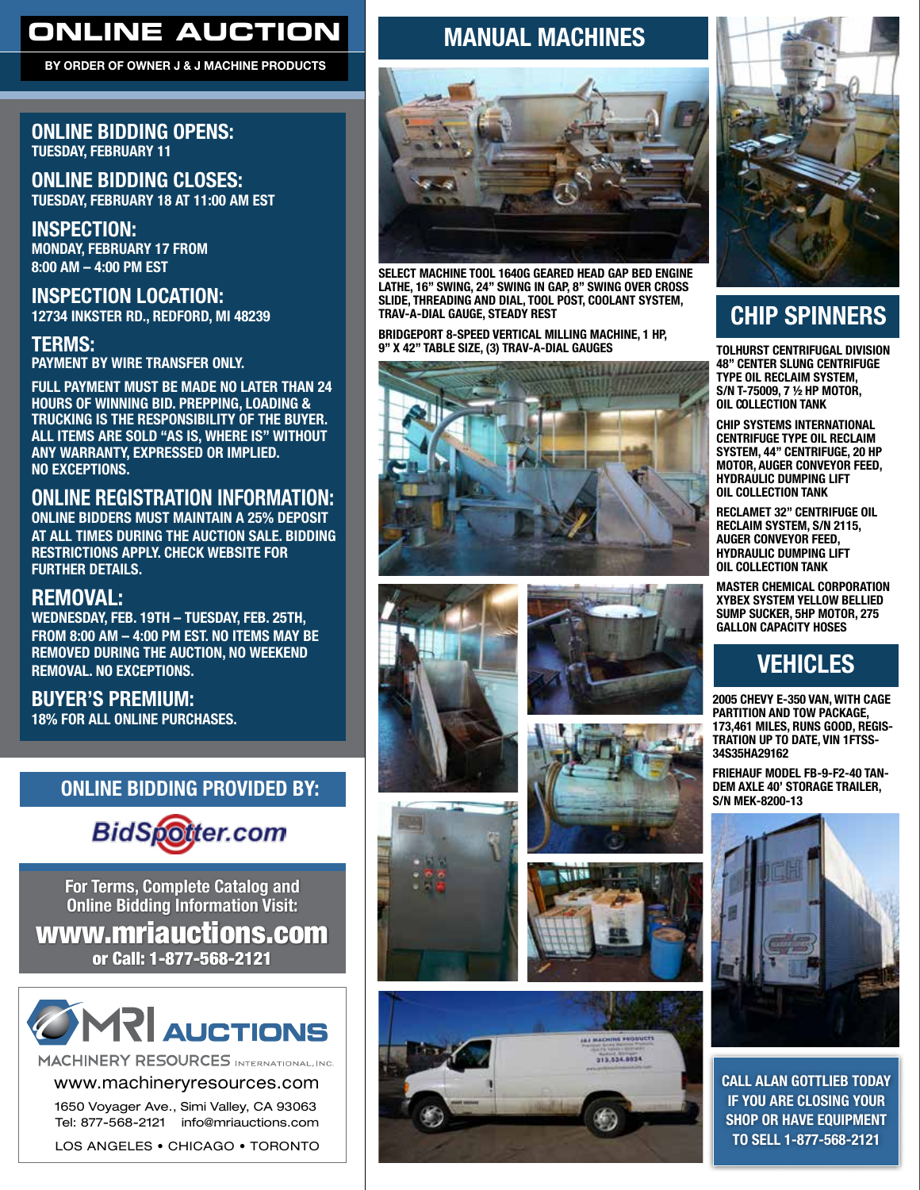# ONLINE AUCTION

**BY ORDER OF OWNER J & J MACHINE PRODUCTS**

## ONLINE BIDDING OPENS:
TUESDAY, FEBRUARY 11

## ONLINE BIDDING CLOSES:
TUESDAY, FEBRUARY 18 AT 11:00 AM EST

## INSPECTION:
MONDAY, FEBRUARY 17 FROM 8:00 AM – 4:00 PM EST

## INSPECTION LOCATION:
12734 INKSTER RD., REDFORD, MI 48239

## TERMS:
PAYMENT BY WIRE TRANSFER ONLY.

FULL PAYMENT MUST BE MADE NO LATER THAN 24 HOURS OF WINNING BID. PREPPING, LOADING & TRUCKING IS THE RESPONSIBILITY OF THE BUYER. ALL ITEMS ARE SOLD "AS IS, WHERE IS" WITHOUT ANY WARRANTY, EXPRESSED OR IMPLIED. NO EXCEPTIONS.

## ONLINE REGISTRATION INFORMATION:
ONLINE BIDDERS MUST MAINTAIN A 25% DEPOSIT AT ALL TIMES DURING THE AUCTION SALE. BIDDING RESTRICTIONS APPLY. CHECK WEBSITE FOR FURTHER DETAILS.

## REMOVAL:
WEDNESDAY, FEB. 19TH – TUESDAY, FEB. 25TH, FROM 8:00 AM – 4:00 PM EST. NO ITEMS MAY BE REMOVED DURING THE AUCTION, NO WEEKEND REMOVAL. NO EXCEPTIONS.

## BUYER'S PREMIUM:
18% FOR ALL ONLINE PURCHASES.

## ONLINE BIDDING PROVIDED BY:
BidSpotter.com

For Terms, Complete Catalog and Online Bidding Information Visit:
**www.mriauctions.com**
or Call: 1-877-568-2121

MRI AUCTIONS
MACHINERY RESOURCES INTERNATIONAL, INC.
www.machineryresources.com
1650 Voyager Ave., Simi Valley, CA 93063
Tel: 877-568-2121 info@mriauctions.com
LOS ANGELES • CHICAGO • TORONTO

## MANUAL MACHINES

SELECT MACHINE TOOL 1640G GEARED HEAD GAP BED ENGINE LATHE, 16" SWING, 24" SWING IN GAP, 8" SWING OVER CROSS SLIDE, THREADING AND DIAL, TOOL POST, COOLANT SYSTEM, TRAV-A-DIAL GAUGE, STEADY REST

BRIDGEPORT 8-SPEED VERTICAL MILLING MACHINE, 1 HP, 9" X 42" TABLE SIZE, (3) TRAV-A-DIAL GAUGES

## CHIP SPINNERS

TOLHURST CENTRIFUGAL DIVISION 48" CENTER SLUNG CENTRIFUGE TYPE OIL RECLAIM SYSTEM, S/N T-75009, 7 ½ HP MOTOR, OIL COLLECTION TANK

CHIP SYSTEMS INTERNATIONAL CENTRIFUGE TYPE OIL RECLAIM SYSTEM, 44" CENTRIFUGE, 20 HP MOTOR, AUGER CONVEYOR FEED, HYDRAULIC DUMPING LIFT OIL COLLECTION TANK

RECLAMET 32" CENTRIFUGE OIL RECLAIM SYSTEM, S/N 2115, AUGER CONVEYOR FEED, HYDRAULIC DUMPING LIFT OIL COLLECTION TANK

MASTER CHEMICAL CORPORATION XYBEX SYSTEM YELLOW BELLIED SUMP SUCKER, 5HP MOTOR, 275 GALLON CAPACITY HOSES

## VEHICLES

2005 CHEVY E-350 VAN, WITH CAGE PARTITION AND TOW PACKAGE, 173,461 MILES, RUNS GOOD, REGISTRATION UP TO DATE, VIN 1FTSS-34S35HA29162

FRIEHAUF MODEL FB-9-F2-40 TANDEM AXLE 40' STORAGE TRAILER, S/N MEK-8200-13

**CALL ALAN GOTTLIEB TODAY IF YOU ARE CLOSING YOUR SHOP OR HAVE EQUIPMENT TO SELL 1-877-568-2121**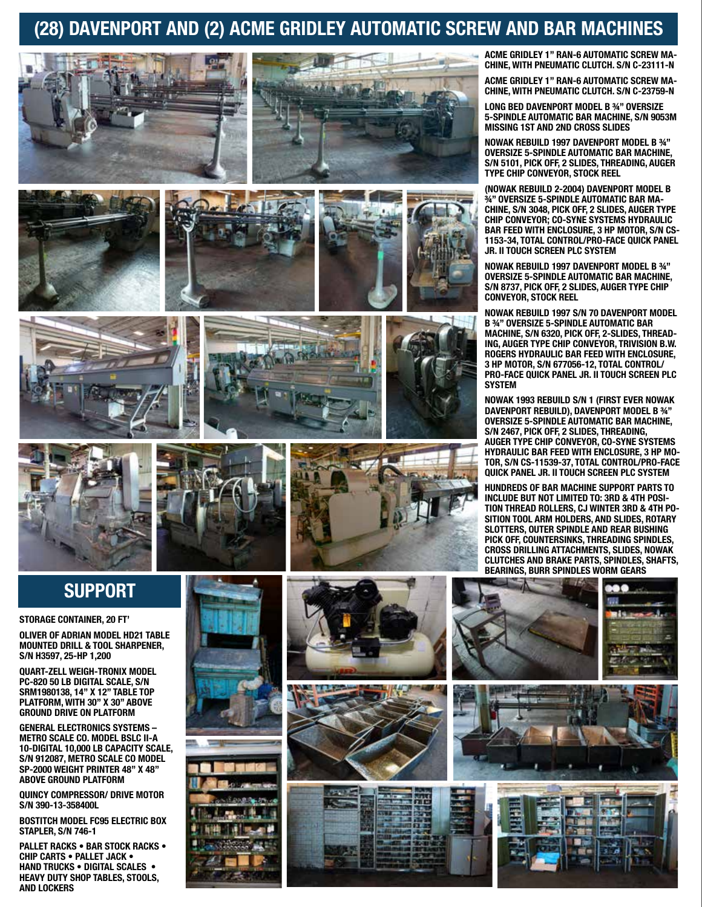# (28) DAVENPORT AND (2) ACME GRIDLEY AUTOMATIC SCREW AND BAR MACHINES

**ACME GRIDLEY 1" RAN-6 AUTOMATIC SCREW MACHINE, WITH PNEUMATIC CLUTCH. S/N C-23111-N**

**ACME GRIDLEY 1" RAN-6 AUTOMATIC SCREW MACHINE, WITH PNEUMATIC CLUTCH. S/N C-23759-N**

**LONG BED DAVENPORT MODEL B ¾" OVERSIZE 5-SPINDLE AUTOMATIC BAR MACHINE, S/N 9053M MISSING 1ST AND 2ND CROSS SLIDES**

**NOWAK REBUILD 1997 DAVENPORT MODEL B ¾" OVERSIZE 5-SPINDLE AUTOMATIC BAR MACHINE, S/N 5101, PICK OFF, 2 SLIDES, THREADING, AUGER TYPE CHIP CONVEYOR, STOCK REEL**

**(NOWAK REBUILD 2-2004) DAVENPORT MODEL B ¾" OVERSIZE 5-SPINDLE AUTOMATIC BAR MACHINE, S/N 3048, PICK OFF, 2 SLIDES, AUGER TYPE CHIP CONVEYOR; CO-SYNE SYSTEMS HYDRAULIC BAR FEED WITH ENCLOSURE, 3 HP MOTOR, S/N CS-1153-34, TOTAL CONTROL/PRO-FACE QUICK PANEL JR. II TOUCH SCREEN PLC SYSTEM**

**NOWAK REBUILD 1997 DAVENPORT MODEL B ¾" OVERSIZE 5-SPINDLE AUTOMATIC BAR MACHINE, S/N 8737, PICK OFF, 2 SLIDES, AUGER TYPE CHIP CONVEYOR, STOCK REEL**

**NOWAK REBUILD 1997 S/N 70 DAVENPORT MODEL B ¾" OVERSIZE 5-SPINDLE AUTOMATIC BAR MACHINE, S/N 6320, PICK OFF, 2-SLIDES, THREADING, AUGER TYPE CHIP CONVEYOR, TRIVISION B.W. ROGERS HYDRAULIC BAR FEED WITH ENCLOSURE, 3 HP MOTOR, S/N 677056-12, TOTAL CONTROL/PRO-FACE QUICK PANEL JR. II TOUCH SCREEN PLC SYSTEM**

**NOWAK 1993 REBUILD S/N 1 (FIRST EVER NOWAK DAVENPORT REBUILD), DAVENPORT MODEL B ¾" OVERSIZE 5-SPINDLE AUTOMATIC BAR MACHINE, S/N 2467, PICK OFF, 2 SLIDES, THREADING, AUGER TYPE CHIP CONVEYOR, CO-SYNE SYSTEMS HYDRAULIC BAR FEED WITH ENCLOSURE, 3 HP MOTOR, S/N CS-11539-37, TOTAL CONTROL/PRO-FACE QUICK PANEL JR. II TOUCH SCREEN PLC SYSTEM**

**HUNDREDS OF BAR MACHINE SUPPORT PARTS TO INCLUDE BUT NOT LIMITED TO: 3RD & 4TH POSITION THREAD ROLLERS, CJ WINTER 3RD & 4TH POSITION TOOL ARM HOLDERS, AND SLIDES, ROTARY SLOTTERS, OUTER SPINDLE AND REAR BUSHING PICK OFF, COUNTERSINKS, THREADING SPINDLES, CROSS DRILLING ATTACHMENTS, SLIDES, NOWAK CLUTCHES AND BRAKE PARTS, SPINDLES, SHAFTS, BEARINGS, BURR SPINDLES WORM GEARS**

## SUPPORT

**STORAGE CONTAINER, 20 FT'**

**OLIVER OF ADRIAN MODEL HD21 TABLE MOUNTED DRILL & TOOL SHARPENER, S/N H3597, 25-HP 1,200**

**QUART-ZELL WEIGH-TRONIX MODEL PC-820 50 LB DIGITAL SCALE, S/N SRM1980138, 14" X 12" TABLE TOP PLATFORM, WITH 30" X 30" ABOVE GROUND DRIVE ON PLATFORM**

**GENERAL ELECTRONICS SYSTEMS – METRO SCALE CO. MODEL BSLC II-A 10-DIGITAL 10,000 LB CAPACITY SCALE, S/N 912087, METRO SCALE CO MODEL SP-2000 WEIGHT PRINTER 48" X 48" ABOVE GROUND PLATFORM**

**QUINCY COMPRESSOR/ DRIVE MOTOR S/N 390-13-358400L**

**BOSTITCH MODEL FC95 ELECTRIC BOX STAPLER, S/N 746-1**

**PALLET RACKS • BAR STOCK RACKS • CHIP CARTS • PALLET JACK • HAND TRUCKS • DIGITAL SCALES • HEAVY DUTY SHOP TABLES, STOOLS, AND LOCKERS**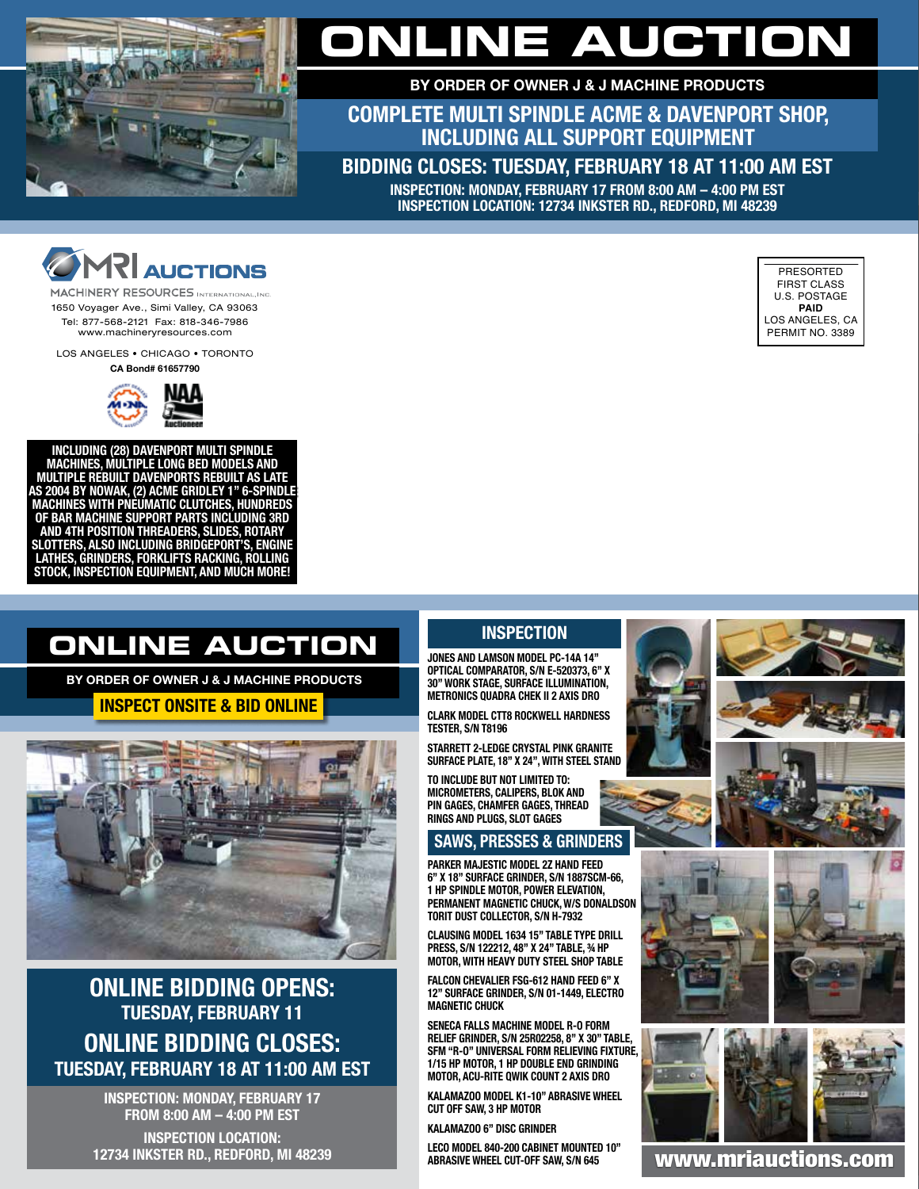# ONLINE AUCTION

**BY ORDER OF OWNER J & J MACHINE PRODUCTS**

## COMPLETE MULTI SPINDLE ACME & DAVENPORT SHOP, INCLUDING ALL SUPPORT EQUIPMENT

**BIDDING CLOSES: TUESDAY, FEBRUARY 18 AT 11:00 AM EST**

INSPECTION: MONDAY, FEBRUARY 17 FROM 8:00 AM – 4:00 PM EST
INSPECTION LOCATION: 12734 INKSTER RD., REDFORD, MI 48239

MRI AUCTIONS
MACHINERY RESOURCES INTERNATIONAL, INC.
1650 Voyager Ave., Simi Valley, CA 93063
Tel: 877-568-2121 Fax: 818-346-7986
www.machineryresources.com

LOS ANGELES • CHICAGO • TORONTO
**CA Bond# 61657790**

PRESORTED
FIRST CLASS
U.S. POSTAGE
**PAID**
LOS ANGELES, CA
PERMIT NO. 3389

**INCLUDING (28) DAVENPORT MULTI SPINDLE MACHINES, MULTIPLE LONG BED MODELS AND MULTIPLE REBUILT DAVENPORTS REBUILT AS LATE AS 2004 BY NOWAK, (2) ACME GRIDLEY 1" 6-SPINDLE MACHINES WITH PNEUMATIC CLUTCHES, HUNDREDS OF BAR MACHINE SUPPORT PARTS INCLUDING 3RD AND 4TH POSITION THREADERS, SLIDES, ROTARY SLOTTERS, ALSO INCLUDING BRIDGEPORT'S, ENGINE LATHES, GRINDERS, FORKLIFTS RACKING, ROLLING STOCK, INSPECTION EQUIPMENT, AND MUCH MORE!**

# ONLINE AUCTION

**BY ORDER OF OWNER J & J MACHINE PRODUCTS**

**INSPECT ONSITE & BID ONLINE**

## ONLINE BIDDING OPENS:
**TUESDAY, FEBRUARY 11**

## ONLINE BIDDING CLOSES:
**TUESDAY, FEBRUARY 18 AT 11:00 AM EST**

INSPECTION: MONDAY, FEBRUARY 17
FROM 8:00 AM – 4:00 PM EST

INSPECTION LOCATION:
12734 INKSTER RD., REDFORD, MI 48239

## INSPECTION

JONES AND LAMSON MODEL PC-14A 14" OPTICAL COMPARATOR, S/N E-520373, 6" X 30" WORK STAGE, SURFACE ILLUMINATION, METRONICS QUADRA CHEK II 2 AXIS DRO

CLARK MODEL CTT8 ROCKWELL HARDNESS TESTER, S/N T8196

STARRETT 2-LEDGE CRYSTAL PINK GRANITE SURFACE PLATE, 18" X 24", WITH STEEL STAND

TO INCLUDE BUT NOT LIMITED TO: MICROMETERS, CALIPERS, BLOK AND PIN GAGES, CHAMFER GAGES, THREAD RINGS AND PLUGS, SLOT GAGES

## SAWS, PRESSES & GRINDERS

PARKER MAJESTIC MODEL 2Z HAND FEED 6" X 18" SURFACE GRINDER, S/N 1887SCM-66, 1 HP SPINDLE MOTOR, POWER ELEVATION, PERMANENT MAGNETIC CHUCK, W/S DONALDSON TORIT DUST COLLECTOR, S/N H-7932

CLAUSING MODEL 1634 15" TABLE TYPE DRILL PRESS, S/N 122212, 48" X 24" TABLE, ¾ HP MOTOR, WITH HEAVY DUTY STEEL SHOP TABLE

FALCON CHEVALIER FSG-612 HAND FEED 6" X 12" SURFACE GRINDER, S/N 01-1449, ELECTRO MAGNETIC CHUCK

SENECA FALLS MACHINE MODEL R-0 FORM RELIEF GRINDER, S/N 25R02258, 8" X 30" TABLE, SFM "R-0" UNIVERSAL FORM RELIEVING FIXTURE, 1/15 HP MOTOR, 1 HP DOUBLE END GRINDING MOTOR, ACU-RITE QWIK COUNT 2 AXIS DRO

KALAMAZOO MODEL K1-10" ABRASIVE WHEEL CUT OFF SAW, 3 HP MOTOR

KALAMAZOO 6" DISC GRINDER

LECO MODEL 840-200 CABINET MOUNTED 10" ABRASIVE WHEEL CUT-OFF SAW, S/N 645

**www.mriauctions.com**